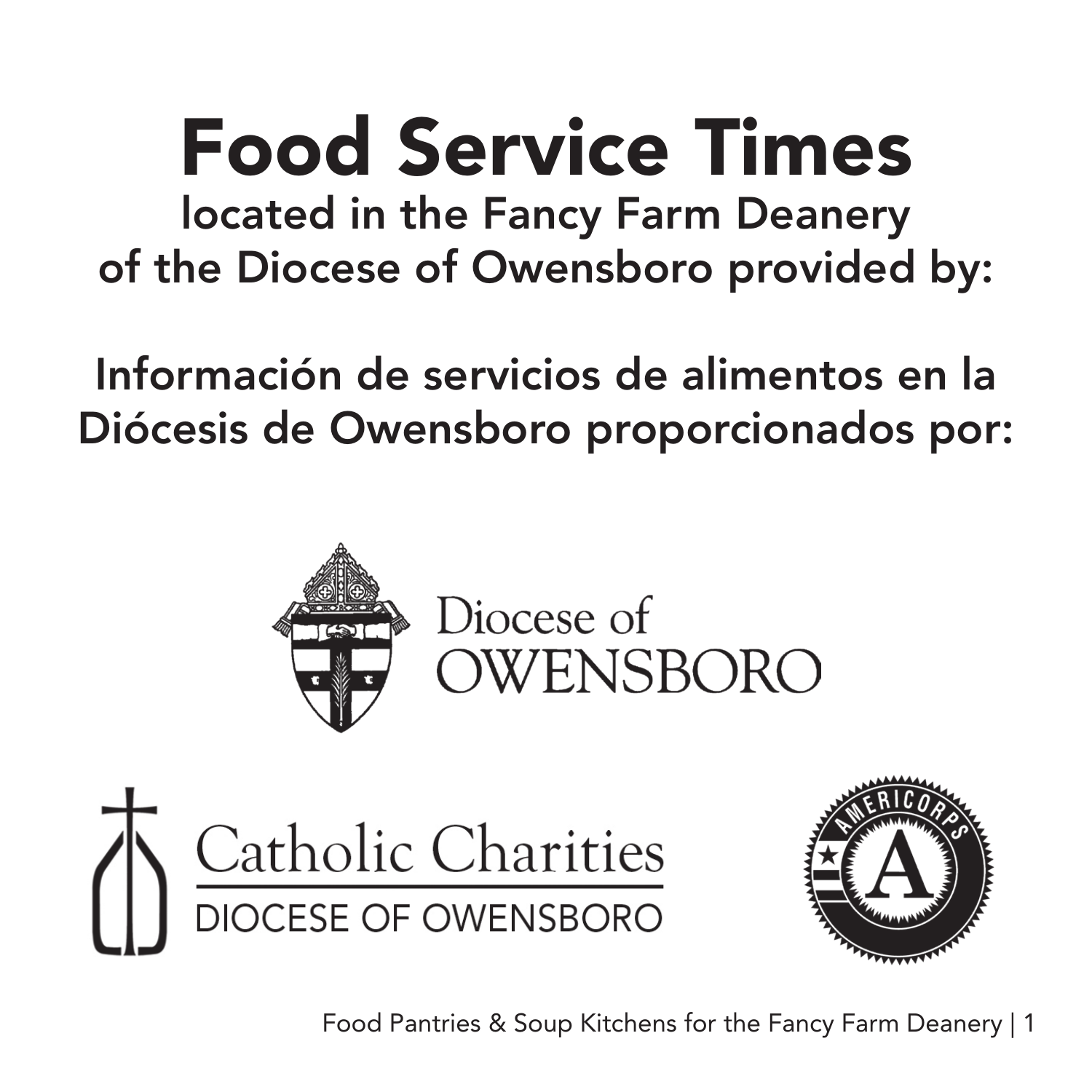# Food Service Times

## located in the Fancy Farm Deanery of the Diocese of Owensboro provided by:

## Información de servicios de alimentos en la Diócesis de Owensboro proporcionados por:

Diocese of OWENSBORO

Catholic Charities
DIOCESE OF OWENSBORO

AMERICORPS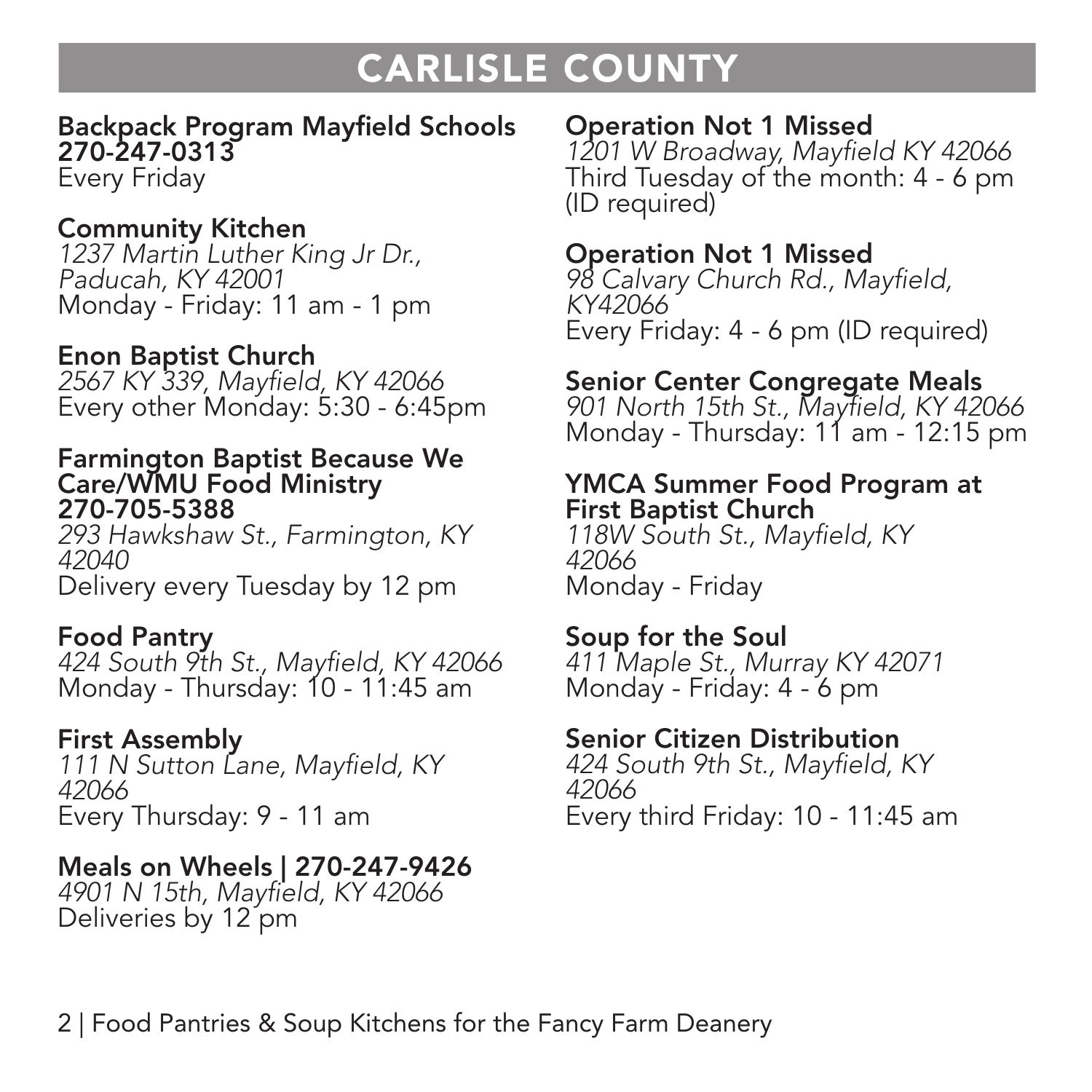# CARLISLE COUNTY

**Backpack Program Mayfield Schools**
**270-247-0313**
Every Friday

**Community Kitchen**
*1237 Martin Luther King Jr Dr., Paducah, KY 42001*
Monday - Friday: 11 am - 1 pm

**Enon Baptist Church**
*2567 KY 339, Mayfield, KY 42066*
Every other Monday: 5:30 - 6:45pm

**Farmington Baptist Because We Care/WMU Food Ministry**
**270-705-5388**
*293 Hawkshaw St., Farmington, KY 42040*
Delivery every Tuesday by 12 pm

**Food Pantry**
*424 South 9th St., Mayfield, KY 42066*
Monday - Thursday: 10 - 11:45 am

**First Assembly**
*111 N Sutton Lane, Mayfield, KY 42066*
Every Thursday: 9 - 11 am

**Meals on Wheels | 270-247-9426**
*4901 N 15th, Mayfield, KY 42066*
Deliveries by 12 pm

**Operation Not 1 Missed**
*1201 W Broadway, Mayfield KY 42066*
Third Tuesday of the month: 4 - 6 pm (ID required)

**Operation Not 1 Missed**
*98 Calvary Church Rd., Mayfield, KY42066*
Every Friday: 4 - 6 pm (ID required)

**Senior Center Congregate Meals**
*901 North 15th St., Mayfield, KY 42066*
Monday - Thursday: 11 am - 12:15 pm

**YMCA Summer Food Program at First Baptist Church**
*118W South St., Mayfield, KY 42066*
Monday - Friday

**Soup for the Soul**
*411 Maple St., Murray KY 42071*
Monday - Friday: 4 - 6 pm

**Senior Citizen Distribution**
*424 South 9th St., Mayfield, KY 42066*
Every third Friday: 10 - 11:45 am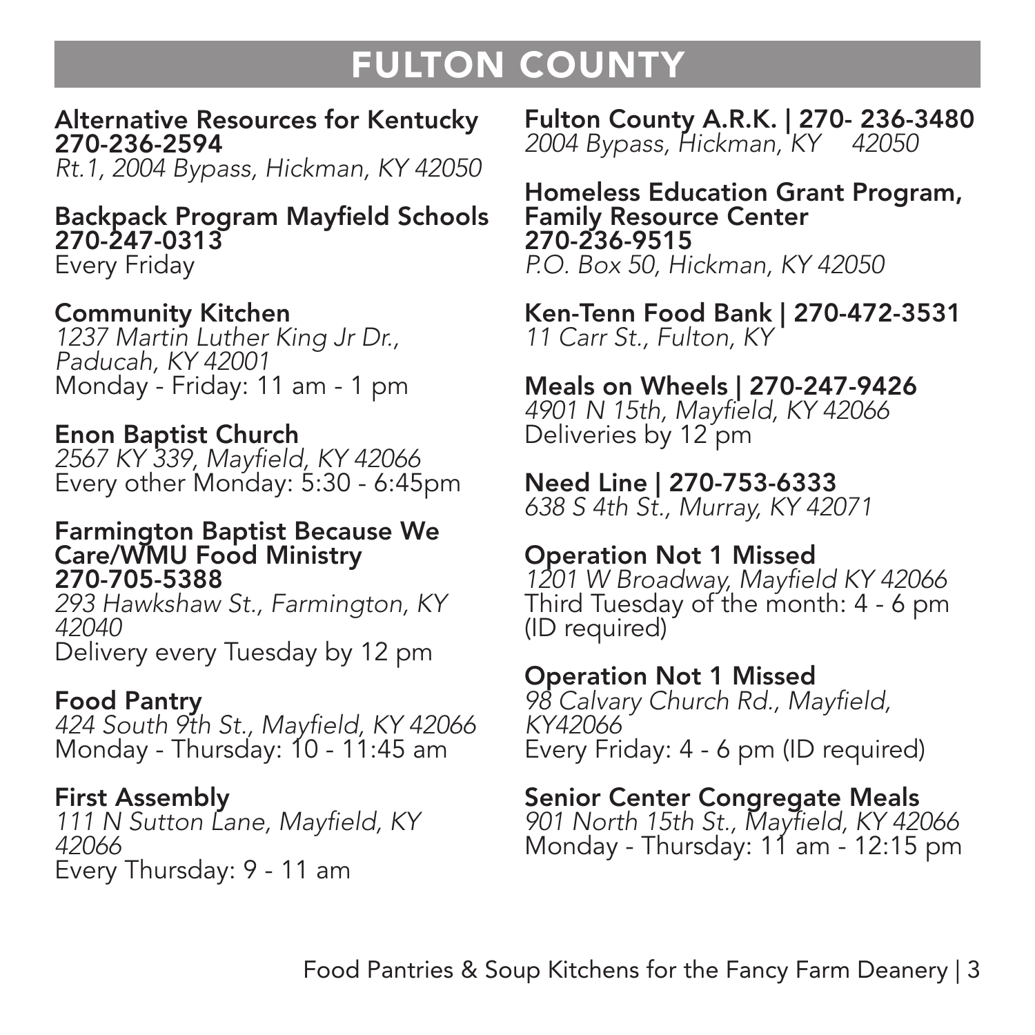# FULTON COUNTY

**Alternative Resources for Kentucky**
**270-236-2594**
*Rt.1, 2004 Bypass, Hickman, KY 42050*

**Backpack Program Mayfield Schools**
**270-247-0313**
Every Friday

**Community Kitchen**
*1237 Martin Luther King Jr Dr., Paducah, KY 42001*
Monday - Friday: 11 am - 1 pm

**Enon Baptist Church**
*2567 KY 339, Mayfield, KY 42066*
Every other Monday: 5:30 - 6:45pm

**Farmington Baptist Because We Care/WMU Food Ministry**
**270-705-5388**
*293 Hawkshaw St., Farmington, KY 42040*
Delivery every Tuesday by 12 pm

**Food Pantry**
*424 South 9th St., Mayfield, KY 42066*
Monday - Thursday: 10 - 11:45 am

**First Assembly**
*111 N Sutton Lane, Mayfield, KY 42066*
Every Thursday: 9 - 11 am

**Fulton County A.R.K. | 270- 236-3480**
*2004 Bypass, Hickman, KY 42050*

**Homeless Education Grant Program, Family Resource Center**
**270-236-9515**
*P.O. Box 50, Hickman, KY 42050*

**Ken-Tenn Food Bank | 270-472-3531**
*11 Carr St., Fulton, KY*

**Meals on Wheels | 270-247-9426**
*4901 N 15th, Mayfield, KY 42066*
Deliveries by 12 pm

**Need Line | 270-753-6333**
*638 S 4th St., Murray, KY 42071*

**Operation Not 1 Missed**
*1201 W Broadway, Mayfield KY 42066*
Third Tuesday of the month: 4 - 6 pm (ID required)

**Operation Not 1 Missed**
*98 Calvary Church Rd., Mayfield, KY42066*
Every Friday: 4 - 6 pm (ID required)

**Senior Center Congregate Meals**
*901 North 15th St., Mayfield, KY 42066*
Monday - Thursday: 11 am - 12:15 pm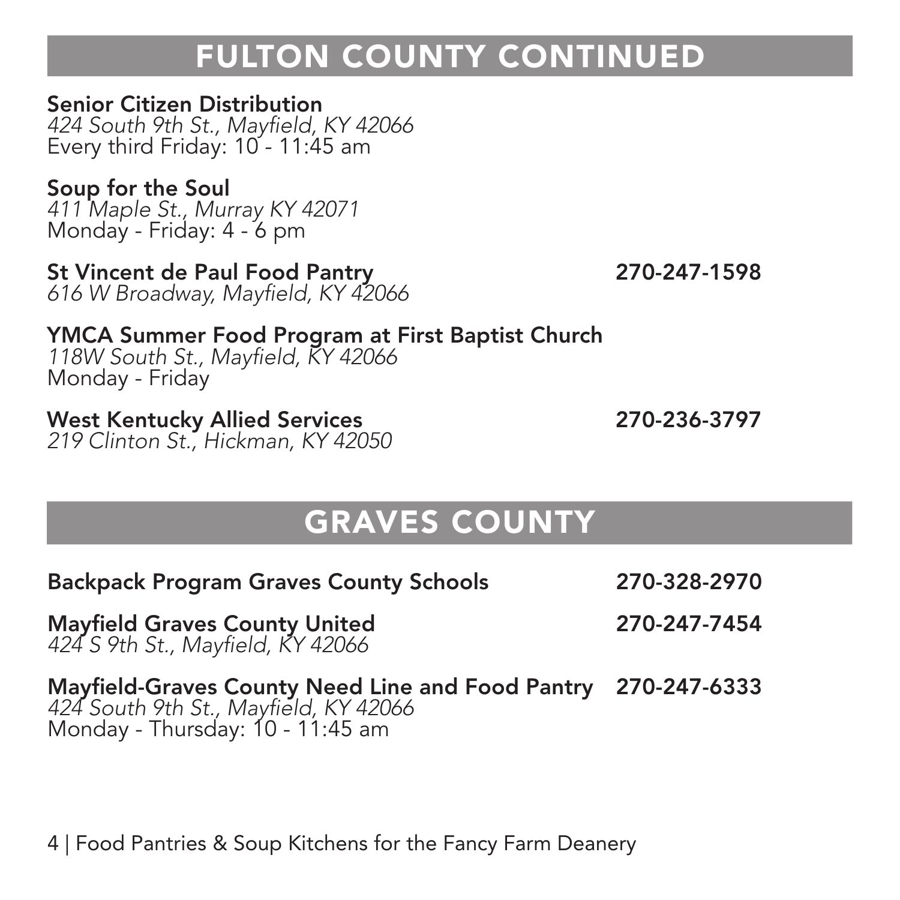## FULTON COUNTY CONTINUED

**Senior Citizen Distribution**
*424 South 9th St., Mayfield, KY 42066*
Every third Friday: 10 - 11:45 am

**Soup for the Soul**
*411 Maple St., Murray KY 42071*
Monday - Friday: 4 - 6 pm

**St Vincent de Paul Food Pantry** **270-247-1598**
*616 W Broadway, Mayfield, KY 42066*

**YMCA Summer Food Program at First Baptist Church**
*118W South St., Mayfield, KY 42066*
Monday - Friday

**West Kentucky Allied Services** **270-236-3797**
*219 Clinton St., Hickman, KY 42050*

## GRAVES COUNTY

**Backpack Program Graves County Schools** **270-328-2970**

**Mayfield Graves County United** **270-247-7454**
*424 S 9th St., Mayfield, KY 42066*

**Mayfield-Graves County Need Line and Food Pantry** **270-247-6333**
*424 South 9th St., Mayfield, KY 42066*
Monday - Thursday: 10 - 11:45 am